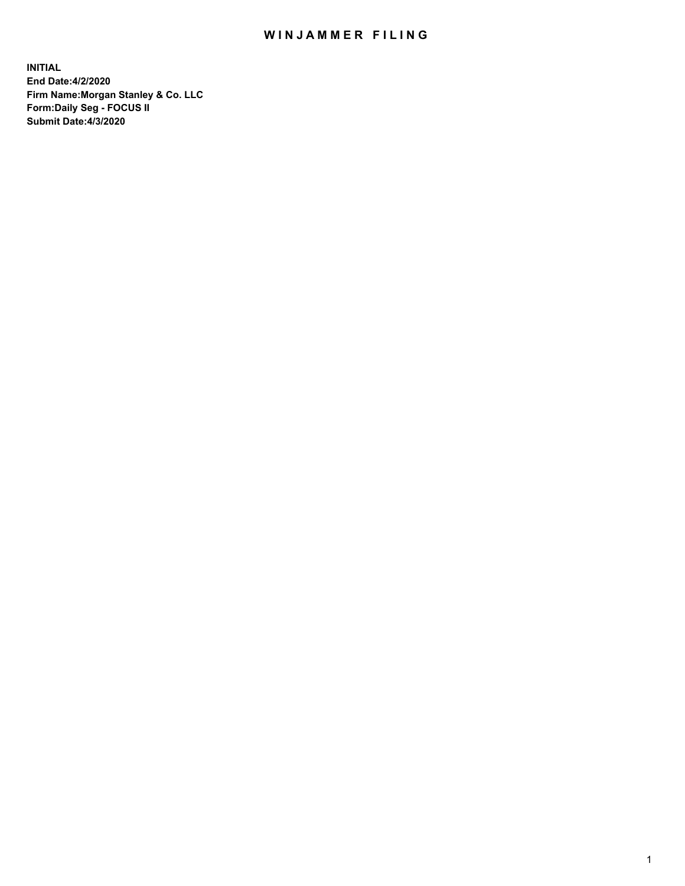# WINJAMMER FILING

**INITIAL**
**End Date:4/2/2020**
**Firm Name:Morgan Stanley & Co. LLC**
**Form:Daily Seg - FOCUS II**
**Submit Date:4/3/2020**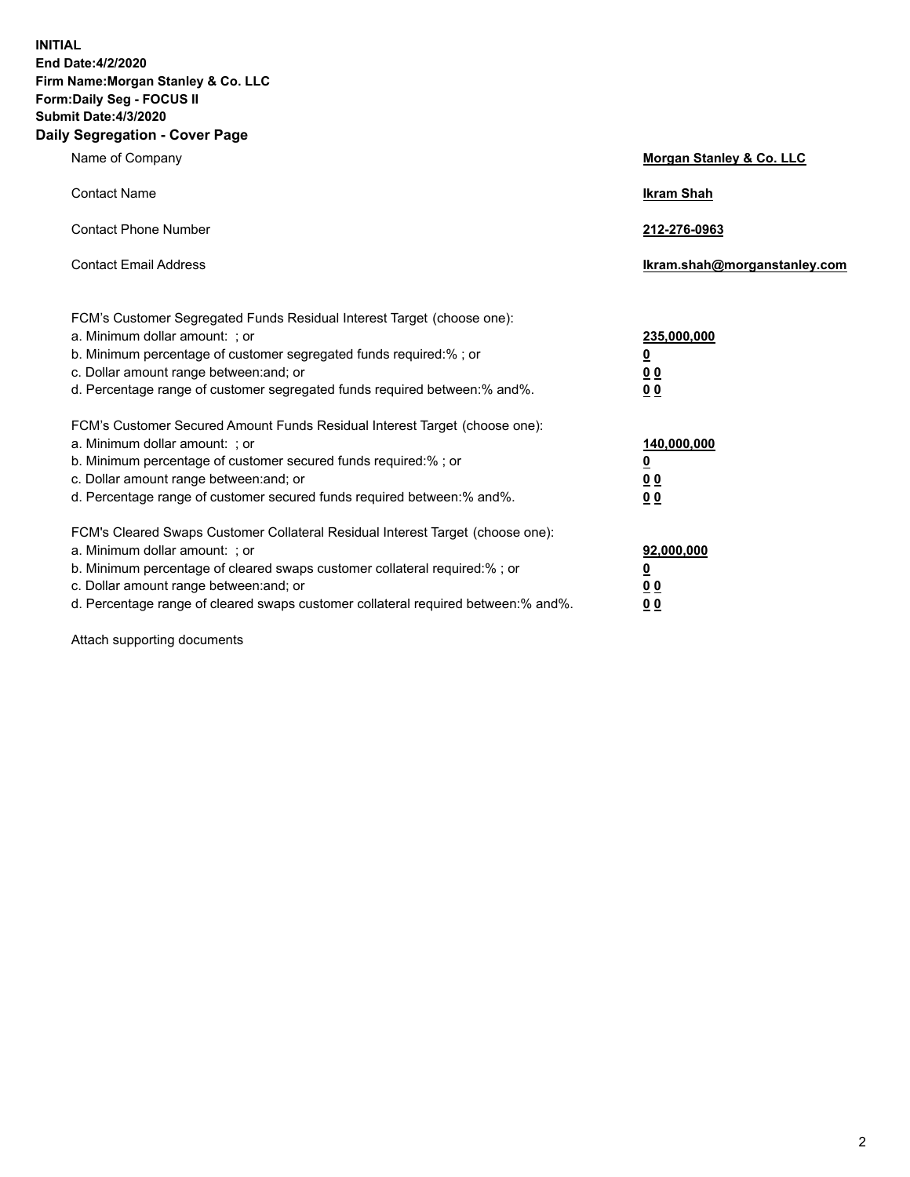**INITIAL**
**End Date:4/2/2020**
**Firm Name:Morgan Stanley & Co. LLC**
**Form:Daily Seg - FOCUS II**
**Submit Date:4/3/2020**
**Daily Segregation - Cover Page**

| | |
|---|---|
| Name of Company | **Morgan Stanley & Co. LLC** |
| Contact Name | **Ikram Shah** |
| Contact Phone Number | **212-276-0963** |
| Contact Email Address | **Ikram.shah@morganstanley.com** |

| | |
|---|---|
| FCM's Customer Segregated Funds Residual Interest Target (choose one): | |
| a. Minimum dollar amount: ; or | **235,000,000** |
| b. Minimum percentage of customer segregated funds required:% ; or | **0** |
| c. Dollar amount range between:and; or | **0 0** |
| d. Percentage range of customer segregated funds required between:% and%. | **0 0** |
| FCM's Customer Secured Amount Funds Residual Interest Target (choose one): | |
| a. Minimum dollar amount: ; or | **140,000,000** |
| b. Minimum percentage of customer secured funds required:% ; or | **0** |
| c. Dollar amount range between:and; or | **0 0** |
| d. Percentage range of customer secured funds required between:% and%. | **0 0** |
| FCM's Cleared Swaps Customer Collateral Residual Interest Target (choose one): | |
| a. Minimum dollar amount: ; or | **92,000,000** |
| b. Minimum percentage of cleared swaps customer collateral required:% ; or | **0** |
| c. Dollar amount range between:and; or | **0 0** |
| d. Percentage range of cleared swaps customer collateral required between:% and%. | **0 0** |

Attach supporting documents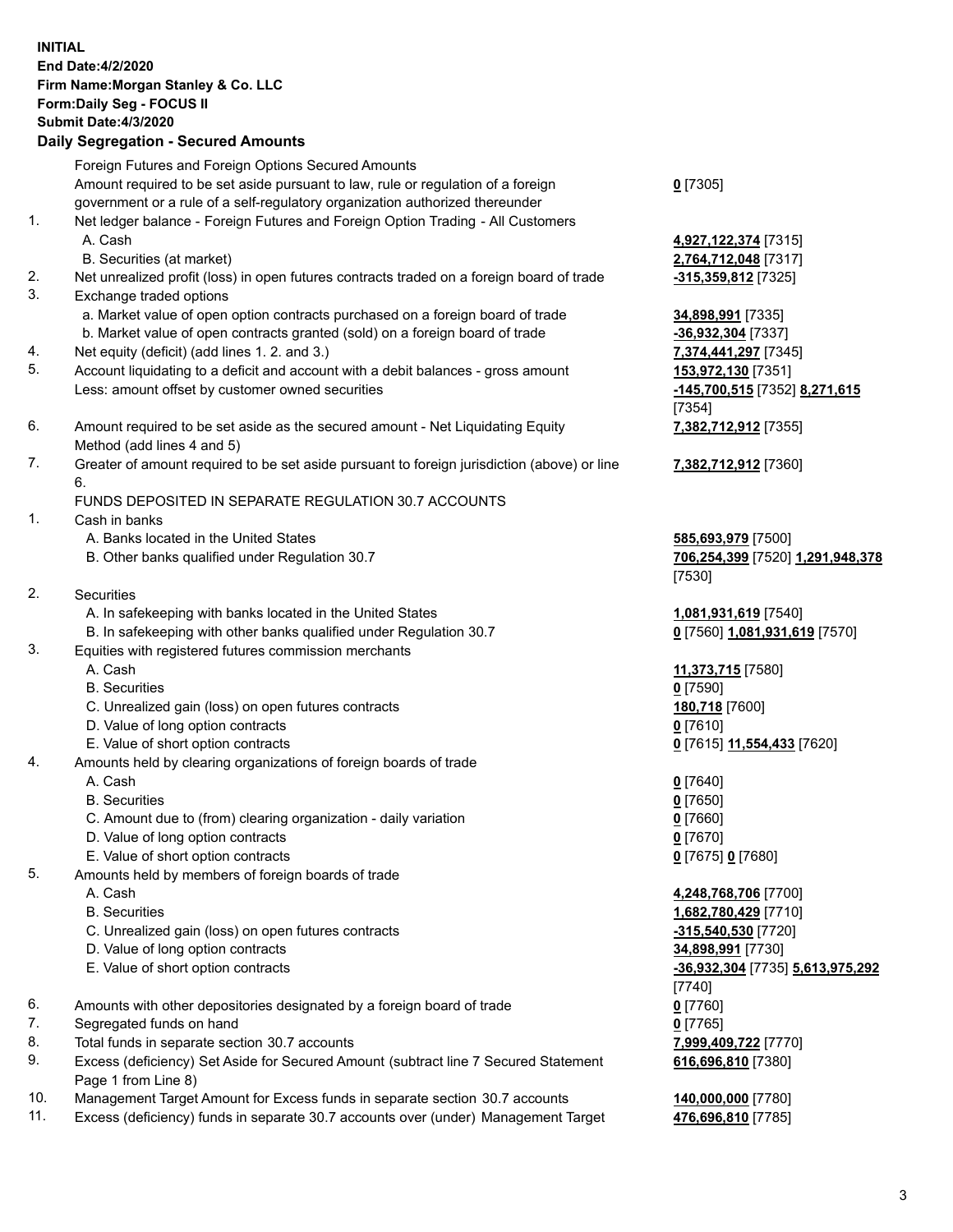**INITIAL**
**End Date:4/2/2020**
**Firm Name:Morgan Stanley & Co. LLC**
**Form:Daily Seg - FOCUS II**
**Submit Date:4/3/2020**

### Daily Segregation - Secured Amounts

| | | |
|---|---|---|
| | Foreign Futures and Foreign Options Secured Amounts | |
| | Amount required to be set aside pursuant to law, rule or regulation of a foreign government or a rule of a self-regulatory organization authorized thereunder | **0** [7305] |
| 1. | Net ledger balance - Foreign Futures and Foreign Option Trading - All Customers | |
| | A. Cash | **4,927,122,374** [7315] |
| | B. Securities (at market) | **2,764,712,048** [7317] |
| 2. | Net unrealized profit (loss) in open futures contracts traded on a foreign board of trade | **-315,359,812** [7325] |
| 3. | Exchange traded options | |
| | a. Market value of open option contracts purchased on a foreign board of trade | **34,898,991** [7335] |
| | b. Market value of open contracts granted (sold) on a foreign board of trade | **-36,932,304** [7337] |
| 4. | Net equity (deficit) (add lines 1. 2. and 3.) | **7,374,441,297** [7345] |
| 5. | Account liquidating to a deficit and account with a debit balances - gross amount | **153,972,130** [7351] |
| | Less: amount offset by customer owned securities | **-145,700,515** [7352] **8,271,615** [7354] |
| 6. | Amount required to be set aside as the secured amount - Net Liquidating Equity Method (add lines 4 and 5) | **7,382,712,912** [7355] |
| 7. | Greater of amount required to be set aside pursuant to foreign jurisdiction (above) or line 6. | **7,382,712,912** [7360] |
| | FUNDS DEPOSITED IN SEPARATE REGULATION 30.7 ACCOUNTS | |
| 1. | Cash in banks | |
| | A. Banks located in the United States | **585,693,979** [7500] |
| | B. Other banks qualified under Regulation 30.7 | **706,254,399** [7520] **1,291,948,378** [7530] |
| 2. | Securities | |
| | A. In safekeeping with banks located in the United States | **1,081,931,619** [7540] |
| | B. In safekeeping with other banks qualified under Regulation 30.7 | **0** [7560] **1,081,931,619** [7570] |
| 3. | Equities with registered futures commission merchants | |
| | A. Cash | **11,373,715** [7580] |
| | B. Securities | **0** [7590] |
| | C. Unrealized gain (loss) on open futures contracts | **180,718** [7600] |
| | D. Value of long option contracts | **0** [7610] |
| | E. Value of short option contracts | **0** [7615] **11,554,433** [7620] |
| 4. | Amounts held by clearing organizations of foreign boards of trade | |
| | A. Cash | **0** [7640] |
| | B. Securities | **0** [7650] |
| | C. Amount due to (from) clearing organization - daily variation | **0** [7660] |
| | D. Value of long option contracts | **0** [7670] |
| | E. Value of short option contracts | **0** [7675] **0** [7680] |
| 5. | Amounts held by members of foreign boards of trade | |
| | A. Cash | **4,248,768,706** [7700] |
| | B. Securities | **1,682,780,429** [7710] |
| | C. Unrealized gain (loss) on open futures contracts | **-315,540,530** [7720] |
| | D. Value of long option contracts | **34,898,991** [7730] |
| | E. Value of short option contracts | **-36,932,304** [7735] **5,613,975,292** [7740] |
| 6. | Amounts with other depositories designated by a foreign board of trade | **0** [7760] |
| 7. | Segregated funds on hand | **0** [7765] |
| 8. | Total funds in separate section 30.7 accounts | **7,999,409,722** [7770] |
| 9. | Excess (deficiency) Set Aside for Secured Amount (subtract line 7 Secured Statement Page 1 from Line 8) | **616,696,810** [7380] |
| 10. | Management Target Amount for Excess funds in separate section 30.7 accounts | **140,000,000** [7780] |
| 11. | Excess (deficiency) funds in separate 30.7 accounts over (under) Management Target | **476,696,810** [7785] |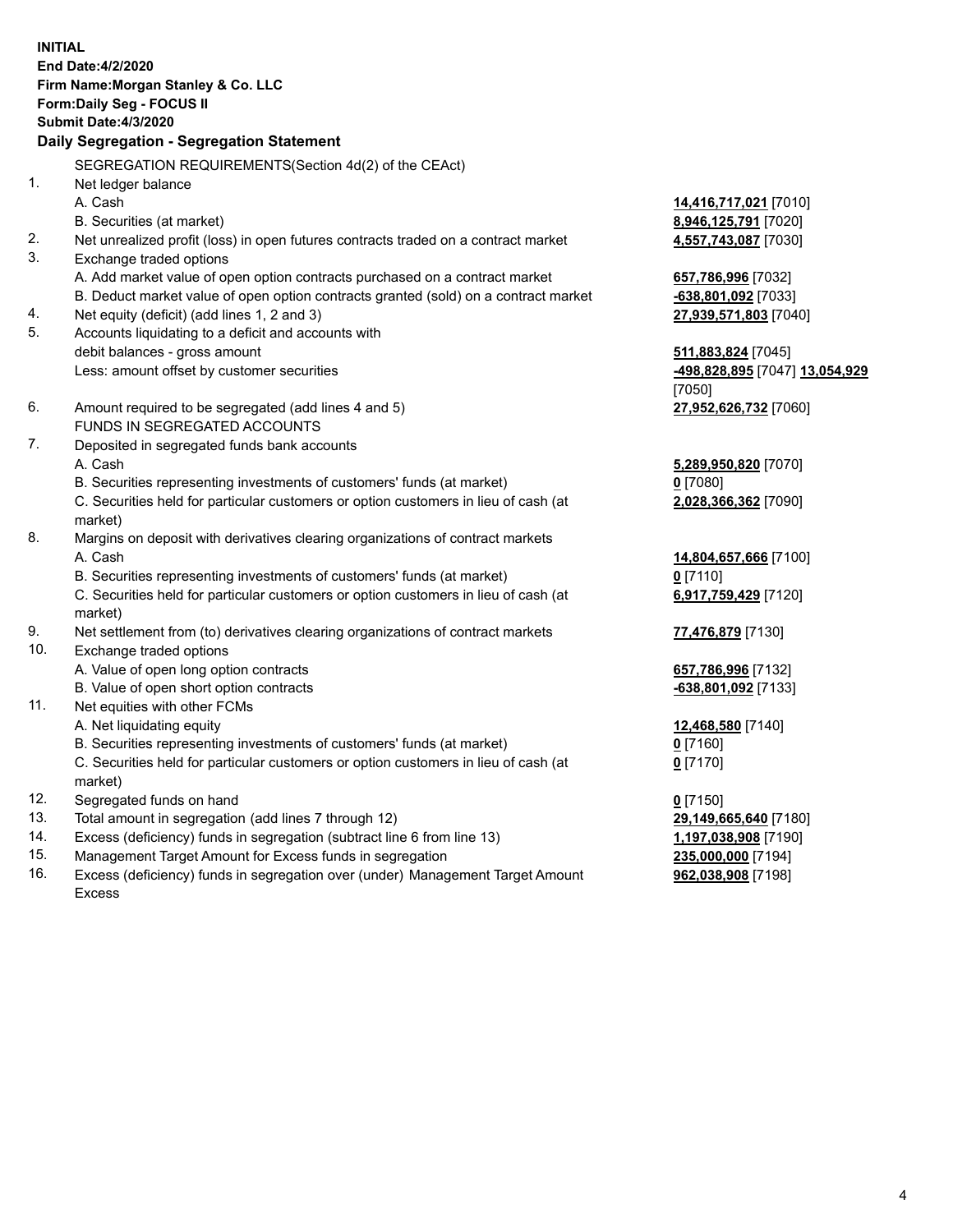**INITIAL**
**End Date:4/2/2020**
**Firm Name:Morgan Stanley & Co. LLC**
**Form:Daily Seg - FOCUS II**
**Submit Date:4/3/2020**

## Daily Segregation - Segregation Statement

SEGREGATION REQUIREMENTS(Section 4d(2) of the CEAct)

| | | |
|---|---|---|
| 1. | Net ledger balance | |
| | A. Cash | **14,416,717,021** [7010] |
| | B. Securities (at market) | **8,946,125,791** [7020] |
| 2. | Net unrealized profit (loss) in open futures contracts traded on a contract market | **4,557,743,087** [7030] |
| 3. | Exchange traded options | |
| | A. Add market value of open option contracts purchased on a contract market | **657,786,996** [7032] |
| | B. Deduct market value of open option contracts granted (sold) on a contract market | **-638,801,092** [7033] |
| 4. | Net equity (deficit) (add lines 1, 2 and 3) | **27,939,571,803** [7040] |
| 5. | Accounts liquidating to a deficit and accounts with debit balances - gross amount | **511,883,824** [7045] |
| | Less: amount offset by customer securities | **-498,828,895** [7047] **13,054,929** [7050] |
| 6. | Amount required to be segregated (add lines 4 and 5) | **27,952,626,732** [7060] |
| | FUNDS IN SEGREGATED ACCOUNTS | |
| 7. | Deposited in segregated funds bank accounts | |
| | A. Cash | **5,289,950,820** [7070] |
| | B. Securities representing investments of customers' funds (at market) | **0** [7080] |
| | C. Securities held for particular customers or option customers in lieu of cash (at market) | **2,028,366,362** [7090] |
| 8. | Margins on deposit with derivatives clearing organizations of contract markets | |
| | A. Cash | **14,804,657,666** [7100] |
| | B. Securities representing investments of customers' funds (at market) | **0** [7110] |
| | C. Securities held for particular customers or option customers in lieu of cash (at market) | **6,917,759,429** [7120] |
| 9. | Net settlement from (to) derivatives clearing organizations of contract markets | **77,476,879** [7130] |
| 10. | Exchange traded options | |
| | A. Value of open long option contracts | **657,786,996** [7132] |
| | B. Value of open short option contracts | **-638,801,092** [7133] |
| 11. | Net equities with other FCMs | |
| | A. Net liquidating equity | **12,468,580** [7140] |
| | B. Securities representing investments of customers' funds (at market) | **0** [7160] |
| | C. Securities held for particular customers or option customers in lieu of cash (at market) | **0** [7170] |
| 12. | Segregated funds on hand | **0** [7150] |
| 13. | Total amount in segregation (add lines 7 through 12) | **29,149,665,640** [7180] |
| 14. | Excess (deficiency) funds in segregation (subtract line 6 from line 13) | **1,197,038,908** [7190] |
| 15. | Management Target Amount for Excess funds in segregation | **235,000,000** [7194] |
| 16. | Excess (deficiency) funds in segregation over (under) Management Target Amount Excess | **962,038,908** [7198] |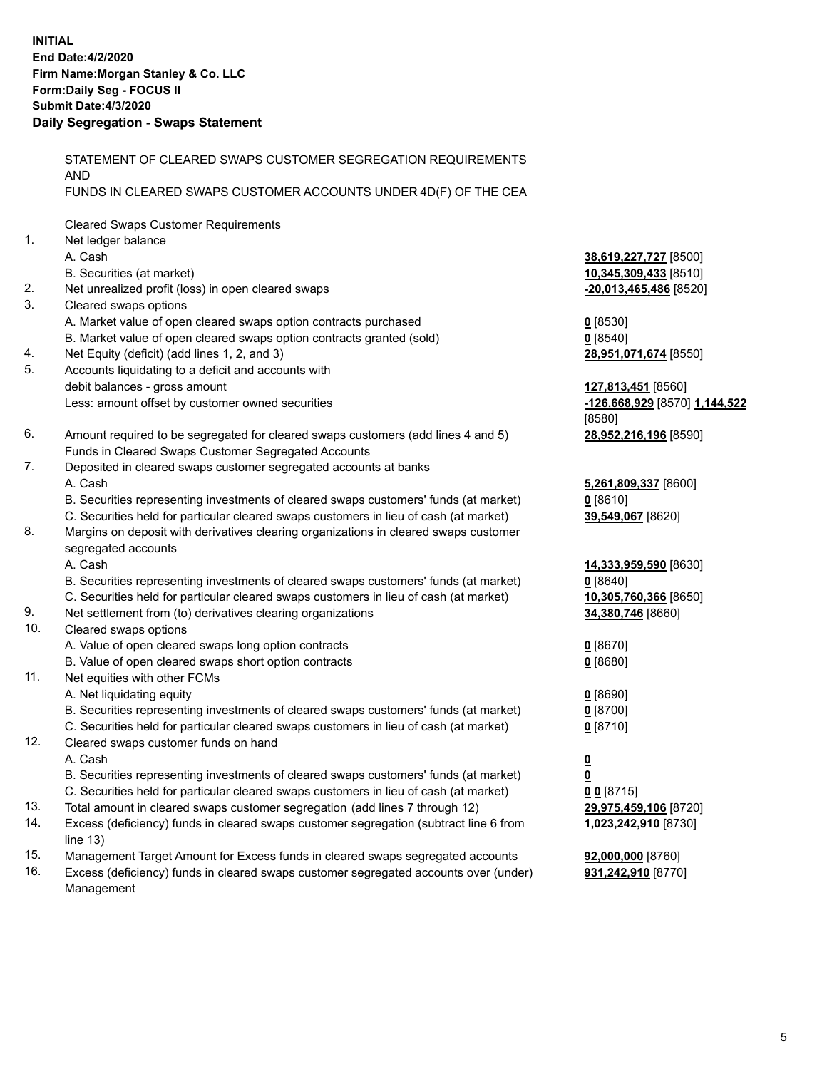**INITIAL**
**End Date:4/2/2020**
**Firm Name:Morgan Stanley & Co. LLC**
**Form:Daily Seg - FOCUS II**
**Submit Date:4/3/2020**
**Daily Segregation - Swaps Statement**

STATEMENT OF CLEARED SWAPS CUSTOMER SEGREGATION REQUIREMENTS AND FUNDS IN CLEARED SWAPS CUSTOMER ACCOUNTS UNDER 4D(F) OF THE CEA

| | | |
|---|---|---|
| | Cleared Swaps Customer Requirements | |
| 1. | Net ledger balance | |
| | A. Cash | **38,619,227,727** [8500] |
| | B. Securities (at market) | **10,345,309,433** [8510] |
| 2. | Net unrealized profit (loss) in open cleared swaps | **-20,013,465,486** [8520] |
| 3. | Cleared swaps options | |
| | A. Market value of open cleared swaps option contracts purchased | **0** [8530] |
| | B. Market value of open cleared swaps option contracts granted (sold) | **0** [8540] |
| 4. | Net Equity (deficit) (add lines 1, 2, and 3) | **28,951,071,674** [8550] |
| 5. | Accounts liquidating to a deficit and accounts with debit balances - gross amount | **127,813,451** [8560] |
| | Less: amount offset by customer owned securities | **-126,668,929** [8570] **1,144,522** [8580] |
| 6. | Amount required to be segregated for cleared swaps customers (add lines 4 and 5) | **28,952,216,196** [8590] |
| | Funds in Cleared Swaps Customer Segregated Accounts | |
| 7. | Deposited in cleared swaps customer segregated accounts at banks | |
| | A. Cash | **5,261,809,337** [8600] |
| | B. Securities representing investments of cleared swaps customers' funds (at market) | **0** [8610] |
| | C. Securities held for particular cleared swaps customers in lieu of cash (at market) | **39,549,067** [8620] |
| 8. | Margins on deposit with derivatives clearing organizations in cleared swaps customer segregated accounts | |
| | A. Cash | **14,333,959,590** [8630] |
| | B. Securities representing investments of cleared swaps customers' funds (at market) | **0** [8640] |
| | C. Securities held for particular cleared swaps customers in lieu of cash (at market) | **10,305,760,366** [8650] |
| 9. | Net settlement from (to) derivatives clearing organizations | **34,380,746** [8660] |
| 10. | Cleared swaps options | |
| | A. Value of open cleared swaps long option contracts | **0** [8670] |
| | B. Value of open cleared swaps short option contracts | **0** [8680] |
| 11. | Net equities with other FCMs | |
| | A. Net liquidating equity | **0** [8690] |
| | B. Securities representing investments of cleared swaps customers' funds (at market) | **0** [8700] |
| | C. Securities held for particular cleared swaps customers in lieu of cash (at market) | **0** [8710] |
| 12. | Cleared swaps customer funds on hand | |
| | A. Cash | **0** |
| | B. Securities representing investments of cleared swaps customers' funds (at market) | **0** |
| | C. Securities held for particular cleared swaps customers in lieu of cash (at market) | **0** **0** [8715] |
| 13. | Total amount in cleared swaps customer segregation (add lines 7 through 12) | **29,975,459,106** [8720] |
| 14. | Excess (deficiency) funds in cleared swaps customer segregation (subtract line 6 from line 13) | **1,023,242,910** [8730] |
| 15. | Management Target Amount for Excess funds in cleared swaps segregated accounts | **92,000,000** [8760] |
| 16. | Excess (deficiency) funds in cleared swaps customer segregated accounts over (under) Management | **931,242,910** [8770] |